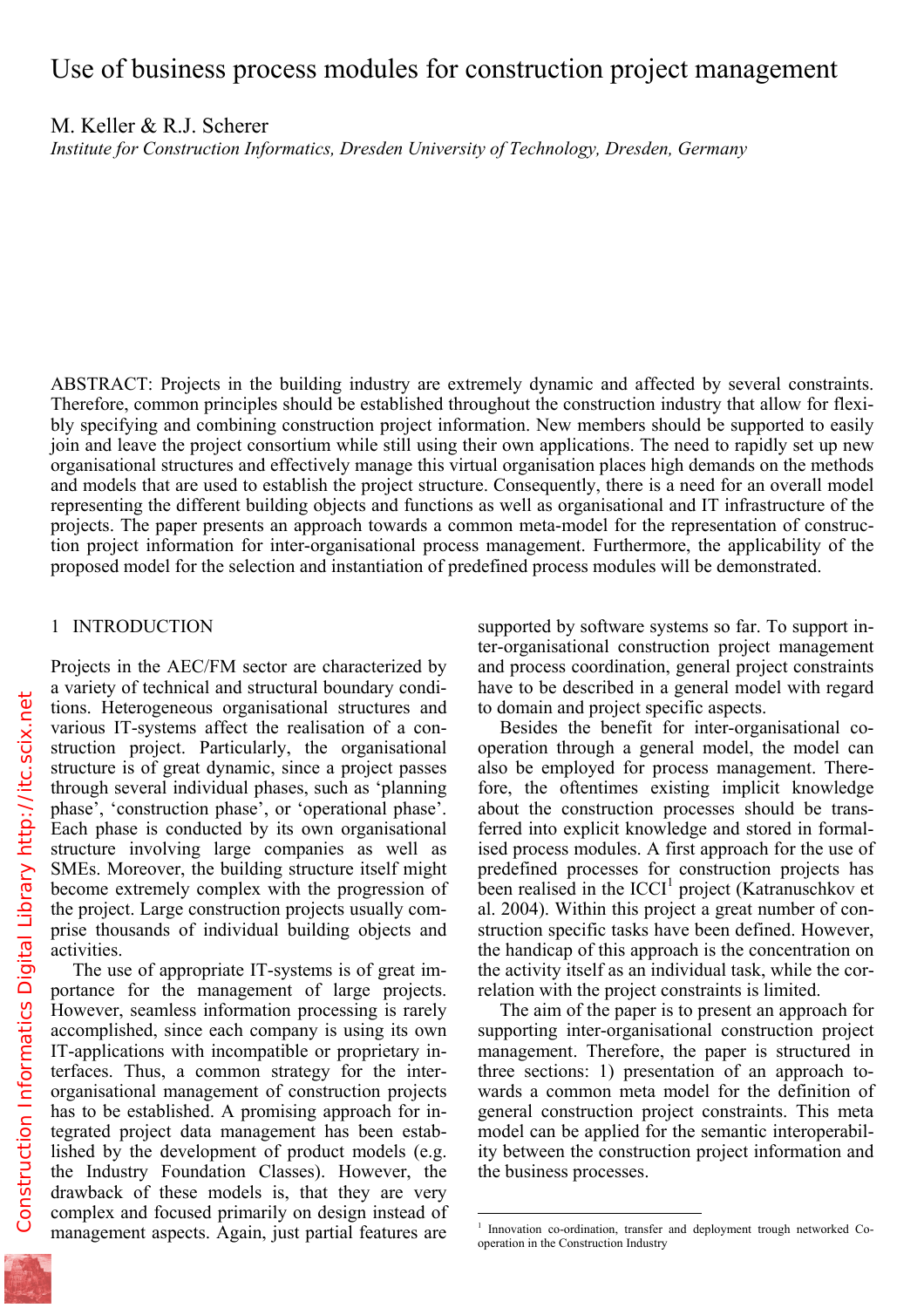# Use of business process modules for construction project management

M. Keller & R.J. Scherer

*Institute for Construction Informatics, Dresden University of Technology, Dresden, Germany*

ABSTRACT: Projects in the building industry are extremely dynamic and affected by several constraints. Therefore, common principles should be established throughout the construction industry that allow for flexibly specifying and combining construction project information. New members should be supported to easily join and leave the project consortium while still using their own applications. The need to rapidly set up new organisational structures and effectively manage this virtual organisation places high demands on the methods and models that are used to establish the project structure. Consequently, there is a need for an overall model representing the different building objects and functions as well as organisational and IT infrastructure of the projects. The paper presents an approach towards a common meta-model for the representation of construction project information for inter-organisational process management. Furthermore, the applicability of the proposed model for the selection and instantiation of predefined process modules will be demonstrated.

## 1 INTRODUCTION

Projects in the AEC/FM sector are characterized by a variety of technical and structural boundary conditions. Heterogeneous organisational structures and various IT-systems affect the realisation of a construction project. Particularly, the organisational structure is of great dynamic, since a project passes through several individual phases, such as 'planning phase', 'construction phase', or 'operational phase'. Each phase is conducted by its own organisational structure involving large companies as well as SMEs. Moreover, the building structure itself might become extremely complex with the progression of the project. Large construction projects usually comprise thousands of individual building objects and activities.

The use of appropriate IT-systems is of great importance for the management of large projects. However, seamless information processing is rarely accomplished, since each company is using its own IT-applications with incompatible or proprietary interfaces. Thus, a common strategy for the inter-organisational management of construction projects has to be established. A promising approach for integrated project data management has been established by the development of product models (e.g. the Industry Foundation Classes). However, the drawback of these models is, that they are very complex and focused primarily on design instead of management aspects. Again, just partial features are supported by software systems so far. To support inter-organisational construction project management and process coordination, general project constraints have to be described in a general model with regard to domain and project specific aspects.

Besides the benefit for inter-organisational cooperation through a general model, the model can also be employed for process management. Therefore, the oftentimes existing implicit knowledge about the construction processes should be transferred into explicit knowledge and stored in formalised process modules. A first approach for the use of predefined processes for construction projects has been realised in the ICCI[1] project (Katranuschkov et al. 2004). Within this project a great number of construction specific tasks have been defined. However, the handicap of this approach is the concentration on the activity itself as an individual task, while the correlation with the project constraints is limited.

The aim of the paper is to present an approach for supporting inter-organisational construction project management. Therefore, the paper is structured in three sections: 1) presentation of an approach towards a common meta model for the definition of general construction project constraints. This meta model can be applied for the semantic interoperability between the construction project information and the business processes.

[1] Innovation co-ordination, transfer and deployment trough networked Co-operation in the Construction Industry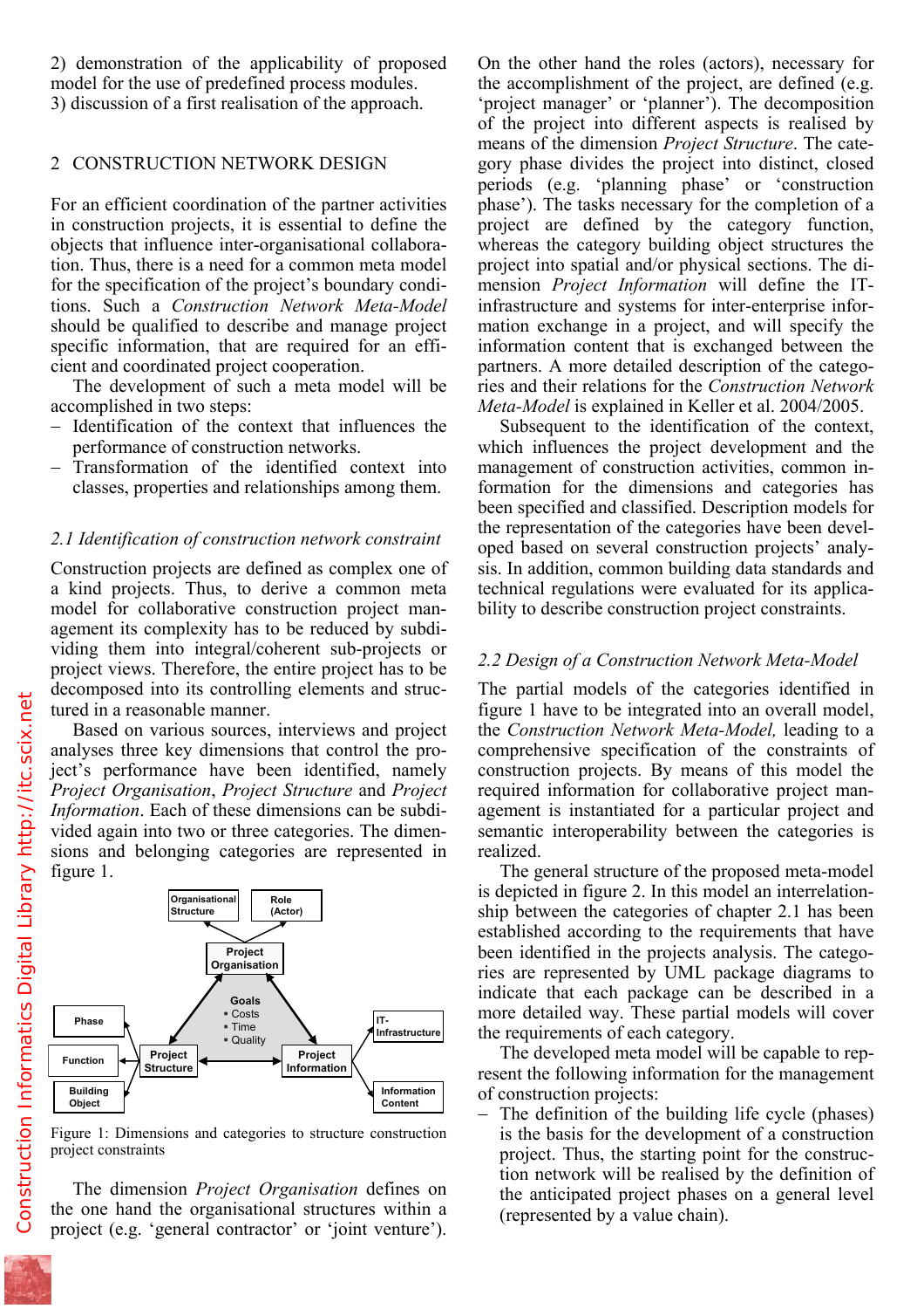2) demonstration of the applicability of proposed model for the use of predefined process modules.
3) discussion of a first realisation of the approach.

## 2 CONSTRUCTION NETWORK DESIGN

For an efficient coordination of the partner activities in construction projects, it is essential to define the objects that influence inter-organisational collaboration. Thus, there is a need for a common meta model for the specification of the project's boundary conditions. Such a *Construction Network Meta-Model* should be qualified to describe and manage project specific information, that are required for an efficient and coordinated project cooperation.

The development of such a meta model will be accomplished in two steps:

- Identification of the context that influences the performance of construction networks.
- Transformation of the identified context into classes, properties and relationships among them.

### *2.1 Identification of construction network constraint*

Construction projects are defined as complex one of a kind projects. Thus, to derive a common meta model for collaborative construction project management its complexity has to be reduced by subdividing them into integral/coherent sub-projects or project views. Therefore, the entire project has to be decomposed into its controlling elements and structured in a reasonable manner.

Based on various sources, interviews and project analyses three key dimensions that control the project's performance have been identified, namely *Project Organisation*, *Project Structure* and *Project Information*. Each of these dimensions can be subdivided again into two or three categories. The dimensions and belonging categories are represented in figure 1.

Figure 1: Dimensions and categories to structure construction project constraints

The dimension *Project Organisation* defines on the one hand the organisational structures within a project (e.g. 'general contractor' or 'joint venture'). On the other hand the roles (actors), necessary for the accomplishment of the project, are defined (e.g. 'project manager' or 'planner'). The decomposition of the project into different aspects is realised by means of the dimension *Project Structure*. The category phase divides the project into distinct, closed periods (e.g. 'planning phase' or 'construction phase'). The tasks necessary for the completion of a project are defined by the category function, whereas the category building object structures the project into spatial and/or physical sections. The dimension *Project Information* will define the IT-infrastructure and systems for inter-enterprise information exchange in a project, and will specify the information content that is exchanged between the partners. A more detailed description of the categories and their relations for the *Construction Network Meta-Model* is explained in Keller et al. 2004/2005.

Subsequent to the identification of the context, which influences the project development and the management of construction activities, common information for the dimensions and categories has been specified and classified. Description models for the representation of the categories have been developed based on several construction projects' analysis. In addition, common building data standards and technical regulations were evaluated for its applicability to describe construction project constraints.

### *2.2 Design of a Construction Network Meta-Model*

The partial models of the categories identified in figure 1 have to be integrated into an overall model, the *Construction Network Meta-Model,* leading to a comprehensive specification of the constraints of construction projects. By means of this model the required information for collaborative project management is instantiated for a particular project and semantic interoperability between the categories is realized.

The general structure of the proposed meta-model is depicted in figure 2. In this model an interrelationship between the categories of chapter 2.1 has been established according to the requirements that have been identified in the projects analysis. The categories are represented by UML package diagrams to indicate that each package can be described in a more detailed way. These partial models will cover the requirements of each category.

The developed meta model will be capable to represent the following information for the management of construction projects:

- The definition of the building life cycle (phases) is the basis for the development of a construction project. Thus, the starting point for the construction network will be realised by the definition of the anticipated project phases on a general level (represented by a value chain).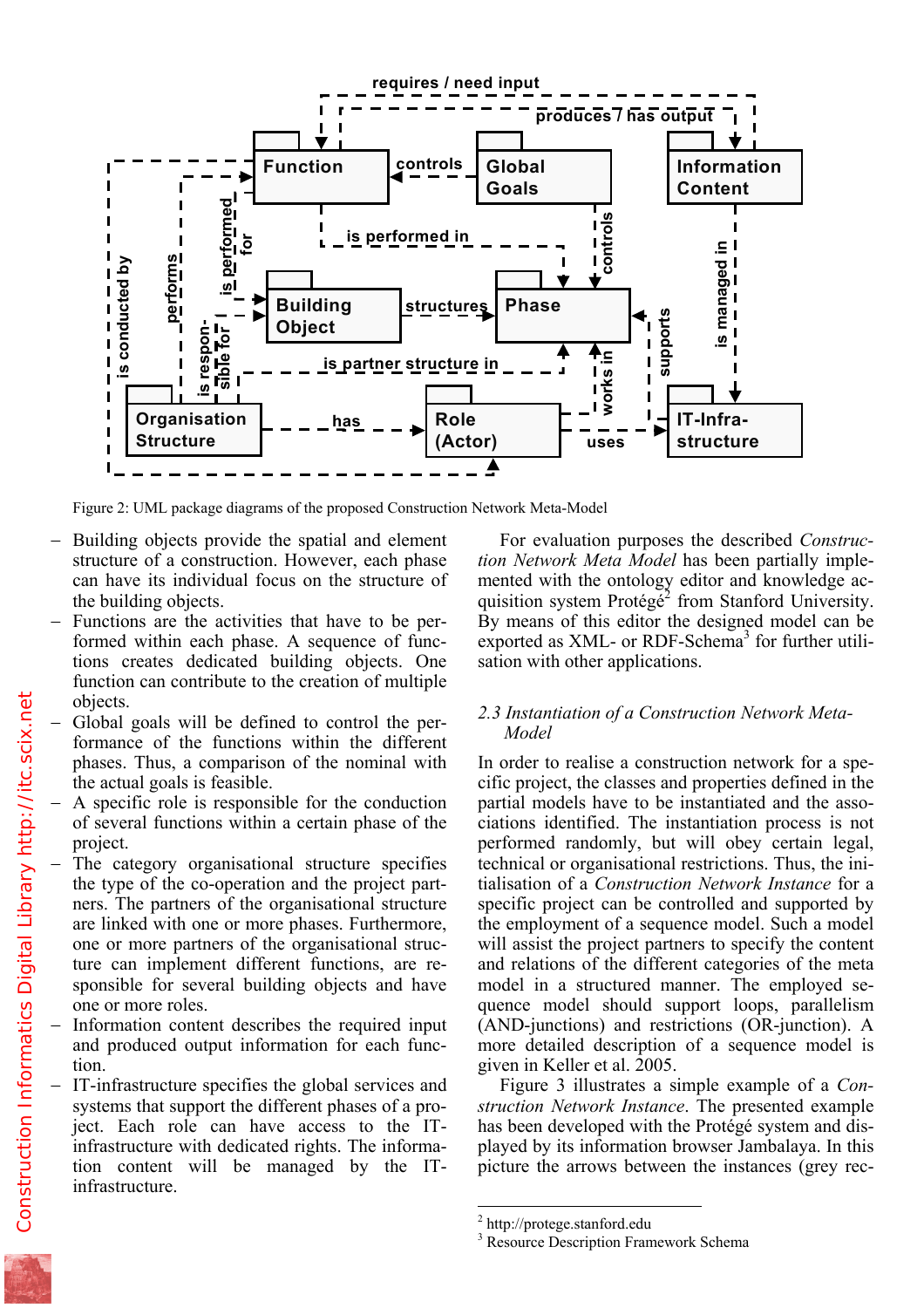Figure 2: UML package diagrams of the proposed Construction Network Meta-Model

- Building objects provide the spatial and element structure of a construction. However, each phase can have its individual focus on the structure of the building objects.
- Functions are the activities that have to be performed within each phase. A sequence of functions creates dedicated building objects. One function can contribute to the creation of multiple objects.
- Global goals will be defined to control the performance of the functions within the different phases. Thus, a comparison of the nominal with the actual goals is feasible.
- A specific role is responsible for the conduction of several functions within a certain phase of the project.
- The category organisational structure specifies the type of the co-operation and the project partners. The partners of the organisational structure are linked with one or more phases. Furthermore, one or more partners of the organisational structure can implement different functions, are responsible for several building objects and have one or more roles.
- Information content describes the required input and produced output information for each function.
- IT-infrastructure specifies the global services and systems that support the different phases of a project. Each role can have access to the IT-infrastructure with dedicated rights. The information content will be managed by the IT-infrastructure.

For evaluation purposes the described *Construction Network Meta Model* has been partially implemented with the ontology editor and knowledge acquisition system Protégé[2] from Stanford University. By means of this editor the designed model can be exported as XML- or RDF-Schema[3] for further utilisation with other applications.

### 2.3 *Instantiation of a Construction Network Meta-Model*

In order to realise a construction network for a specific project, the classes and properties defined in the partial models have to be instantiated and the associations identified. The instantiation process is not performed randomly, but will obey certain legal, technical or organisational restrictions. Thus, the initialisation of a *Construction Network Instance* for a specific project can be controlled and supported by the employment of a sequence model. Such a model will assist the project partners to specify the content and relations of the different categories of the meta model in a structured manner. The employed sequence model should support loops, parallelism (AND-junctions) and restrictions (OR-junction). A more detailed description of a sequence model is given in Keller et al. 2005.

Figure 3 illustrates a simple example of a *Construction Network Instance*. The presented example has been developed with the Protégé system and displayed by its information browser Jambalaya. In this picture the arrows between the instances (grey rec-

[2] http://protege.stanford.edu

[3] Resource Description Framework Schema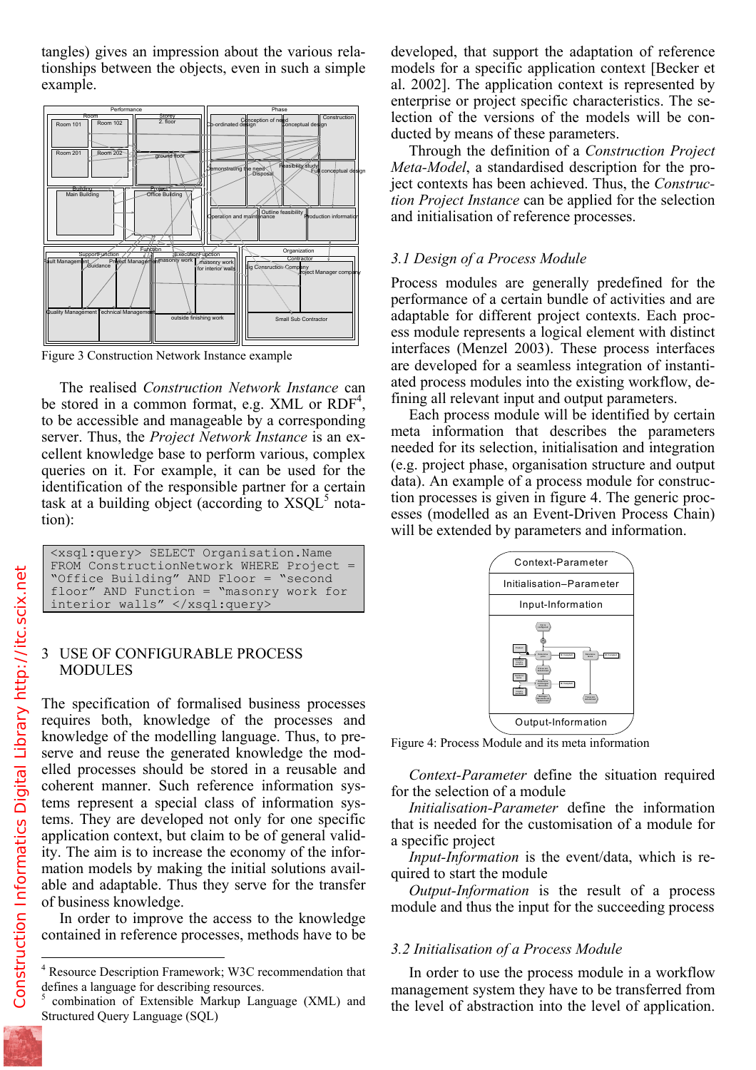tangles) gives an impression about the various relationships between the objects, even in such a simple example.

Figure 3 Construction Network Instance example

The realised *Construction Network Instance* can be stored in a common format, e.g. XML or RDF[4], to be accessible and manageable by a corresponding server. Thus, the *Project Network Instance* is an excellent knowledge base to perform various, complex queries on it. For example, it can be used for the identification of the responsible partner for a certain task at a building object (according to XSQL[5] notation):

```
<xsql:query> SELECT Organisation.Name
FROM ConstructionNetwork WHERE Project =
"Office Building" AND Floor = "second
floor" AND Function = "masonry work for
interior walls" </xsql:query>
```

## 3 USE OF CONFIGURABLE PROCESS MODULES

The specification of formalised business processes requires both, knowledge of the processes and knowledge of the modelling language. Thus, to preserve and reuse the generated knowledge the modelled processes should be stored in a reusable and coherent manner. Such reference information systems represent a special class of information systems. They are developed not only for one specific application context, but claim to be of general validity. The aim is to increase the economy of the information models by making the initial solutions available and adaptable. Thus they serve for the transfer of business knowledge.

In order to improve the access to the knowledge contained in reference processes, methods have to be developed, that support the adaptation of reference models for a specific application context [Becker et al. 2002]. The application context is represented by enterprise or project specific characteristics. The selection of the versions of the models will be conducted by means of these parameters.

Through the definition of a *Construction Project Meta-Model*, a standardised description for the project contexts has been achieved. Thus, the *Construction Project Instance* can be applied for the selection and initialisation of reference processes.

### *3.1 Design of a Process Module*

Process modules are generally predefined for the performance of a certain bundle of activities and are adaptable for different project contexts. Each process module represents a logical element with distinct interfaces (Menzel 2003). These process interfaces are developed for a seamless integration of instantiated process modules into the existing workflow, defining all relevant input and output parameters.

Each process module will be identified by certain meta information that describes the parameters needed for its selection, initialisation and integration (e.g. project phase, organisation structure and output data). An example of a process module for construction processes is given in figure 4. The generic processes (modelled as an Event-Driven Process Chain) will be extended by parameters and information.

Figure 4: Process Module and its meta information

*Context-Parameter* define the situation required for the selection of a module

*Initialisation-Parameter* define the information that is needed for the customisation of a module for a specific project

*Input-Information* is the event/data, which is required to start the module

*Output-Information* is the result of a process module and thus the input for the succeeding process

### *3.2 Initialisation of a Process Module*

In order to use the process module in a workflow management system they have to be transferred from the level of abstraction into the level of application.

---

[4] Resource Description Framework; W3C recommendation that defines a language for describing resources.

[5] combination of Extensible Markup Language (XML) and Structured Query Language (SQL)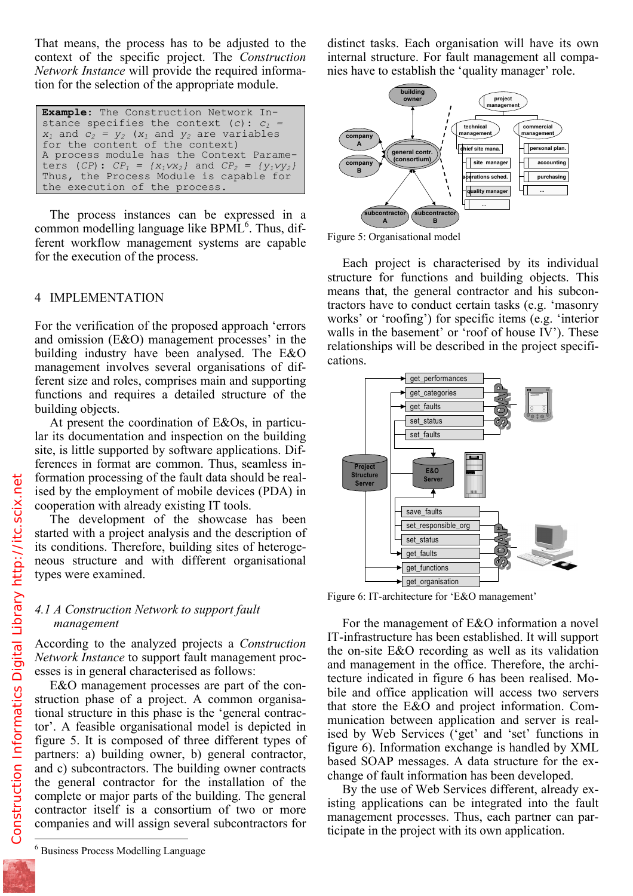That means, the process has to be adjusted to the context of the specific project. The *Construction Network Instance* will provide the required information for the selection of the appropriate module.

```
Example: The Construction Network Instance specifies the context (c): c1 =
x1 and c2 = y2 (x1 and y2 are variables
for the content of the context)
A process module has the Context Parameters (CP): CP1 = {x1vx2} and CP2 = {y1vy2}
Thus, the Process Module is capable for
the execution of the process.
```

The process instances can be expressed in a common modelling language like BPML[6]. Thus, different workflow management systems are capable for the execution of the process.

## 4 IMPLEMENTATION

For the verification of the proposed approach 'errors and omission (E&O) management processes' in the building industry have been analysed. The E&O management involves several organisations of different size and roles, comprises main and supporting functions and requires a detailed structure of the building objects.

At present the coordination of E&Os, in particular its documentation and inspection on the building site, is little supported by software applications. Differences in format are common. Thus, seamless information processing of the fault data should be realised by the employment of mobile devices (PDA) in cooperation with already existing IT tools.

The development of the showcase has been started with a project analysis and the description of its conditions. Therefore, building sites of heterogeneous structure and with different organisational types were examined.

### *4.1 A Construction Network to support fault management*

According to the analyzed projects a *Construction Network Instance* to support fault management processes is in general characterised as follows:

E&O management processes are part of the construction phase of a project. A common organisational structure in this phase is the 'general contractor'. A feasible organisational model is depicted in figure 5. It is composed of three different types of partners: a) building owner, b) general contractor, and c) subcontractors. The building owner contracts the general contractor for the installation of the complete or major parts of the building. The general contractor itself is a consortium of two or more companies and will assign several subcontractors for distinct tasks. Each organisation will have its own internal structure. For fault management all companies have to establish the 'quality manager' role.

Figure 5: Organisational model

Each project is characterised by its individual structure for functions and building objects. This means that, the general contractor and his subcontractors have to conduct certain tasks (e.g. 'masonry works' or 'roofing') for specific items (e.g. 'interior walls in the basement' or 'roof of house IV'). These relationships will be described in the project specifications.

Figure 6: IT-architecture for 'E&O management'

For the management of E&O information a novel IT-infrastructure has been established. It will support the on-site E&O recording as well as its validation and management in the office. Therefore, the architecture indicated in figure 6 has been realised. Mobile and office application will access two servers that store the E&O and project information. Communication between application and server is realised by Web Services ('get' and 'set' functions in figure 6). Information exchange is handled by XML based SOAP messages. A data structure for the exchange of fault information has been developed.

By the use of Web Services different, already existing applications can be integrated into the fault management processes. Thus, each partner can participate in the project with its own application.

[6] Business Process Modelling Language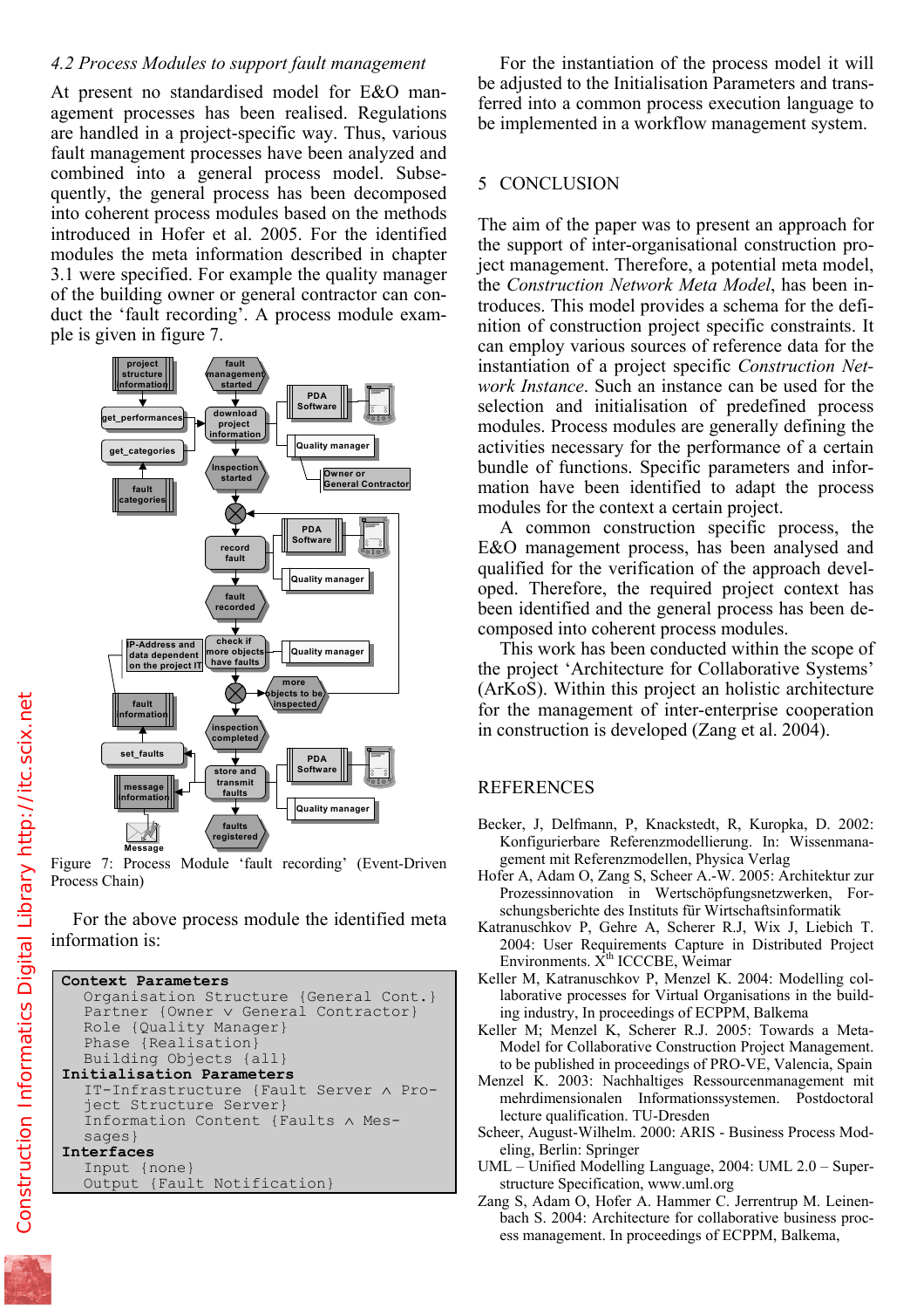### 4.2 *Process Modules to support fault management*

At present no standardised model for E&O management processes has been realised. Regulations are handled in a project-specific way. Thus, various fault management processes have been analyzed and combined into a general process model. Subsequently, the general process has been decomposed into coherent process modules based on the methods introduced in Hofer et al. 2005. For the identified modules the meta information described in chapter 3.1 were specified. For example the quality manager of the building owner or general contractor can conduct the 'fault recording'. A process module example is given in figure 7.

project structure information
fault management started
PDA Software
get_performances
download project information
get_categories
Quality manager
Inspection started
Owner or General Contractor
fault categories
PDA Software
record fault
Quality manager
fault recorded
IP-Address and data dependent on the project IT
check if more objects have faults
Quality manager
more objects to be inspected
fault information
inspection completed
set_faults
PDA Software
store and transmit faults
message information
Quality manager
faults registered
Message

Figure 7: Process Module 'fault recording' (Event-Driven Process Chain)

For the above process module the identified meta information is:

```
Context Parameters
  Organisation Structure {General Cont.}
  Partner {Owner ∨ General Contractor}
  Role {Quality Manager}
  Phase {Realisation}
  Building Objects {all}
Initialisation Parameters
  IT-Infrastructure {Fault Server ∧ Project Structure Server}
  Information Content {Faults ∧ Messages}
Interfaces
  Input {none}
  Output {Fault Notification}
```

For the instantiation of the process model it will be adjusted to the Initialisation Parameters and transferred into a common process execution language to be implemented in a workflow management system.

## 5 CONCLUSION

The aim of the paper was to present an approach for the support of inter-organisational construction project management. Therefore, a potential meta model, the *Construction Network Meta Model*, has been introduces. This model provides a schema for the definition of construction project specific constraints. It can employ various sources of reference data for the instantiation of a project specific *Construction Network Instance*. Such an instance can be used for the selection and initialisation of predefined process modules. Process modules are generally defining the activities necessary for the performance of a certain bundle of functions. Specific parameters and information have been identified to adapt the process modules for the context a certain project.

A common construction specific process, the E&O management process, has been analysed and qualified for the verification of the approach developed. Therefore, the required project context has been identified and the general process has been decomposed into coherent process modules.

This work has been conducted within the scope of the project 'Architecture for Collaborative Systems' (ArKoS). Within this project an holistic architecture for the management of inter-enterprise cooperation in construction is developed (Zang et al. 2004).

## REFERENCES

Becker, J, Delfmann, P, Knackstedt, R, Kuropka, D. 2002: Konfigurierbare Referenzmodellierung. In: Wissenmanagement mit Referenzmodellen, Physica Verlag

Hofer A, Adam O, Zang S, Scheer A.-W. 2005: Architektur zur Prozessinnovation in Wertschöpfungsnetzwerken, Forschungsberichte des Instituts für Wirtschaftsinformatik

Katranuschkov P, Gehre A, Scherer R.J, Wix J, Liebich T. 2004: User Requirements Capture in Distributed Project Environments. X[th] ICCCBE, Weimar

Keller M, Katranuschkov P, Menzel K. 2004: Modelling collaborative processes for Virtual Organisations in the building industry, In proceedings of ECPPM, Balkema

Keller M; Menzel K, Scherer R.J. 2005: Towards a Meta-Model for Collaborative Construction Project Management. to be published in proceedings of PRO-VE, Valencia, Spain

Menzel K. 2003: Nachhaltiges Ressourcenmanagement mit mehrdimensionalen Informationssystemen. Postdoctoral lecture qualification. TU-Dresden

Scheer, August-Wilhelm. 2000: ARIS - Business Process Modeling, Berlin: Springer

UML – Unified Modelling Language, 2004: UML 2.0 – Superstructure Specification, www.uml.org

Zang S, Adam O, Hofer A. Hammer C. Jerrentrup M. Leinenbach S. 2004: Architecture for collaborative business process management. In proceedings of ECPPM, Balkema,